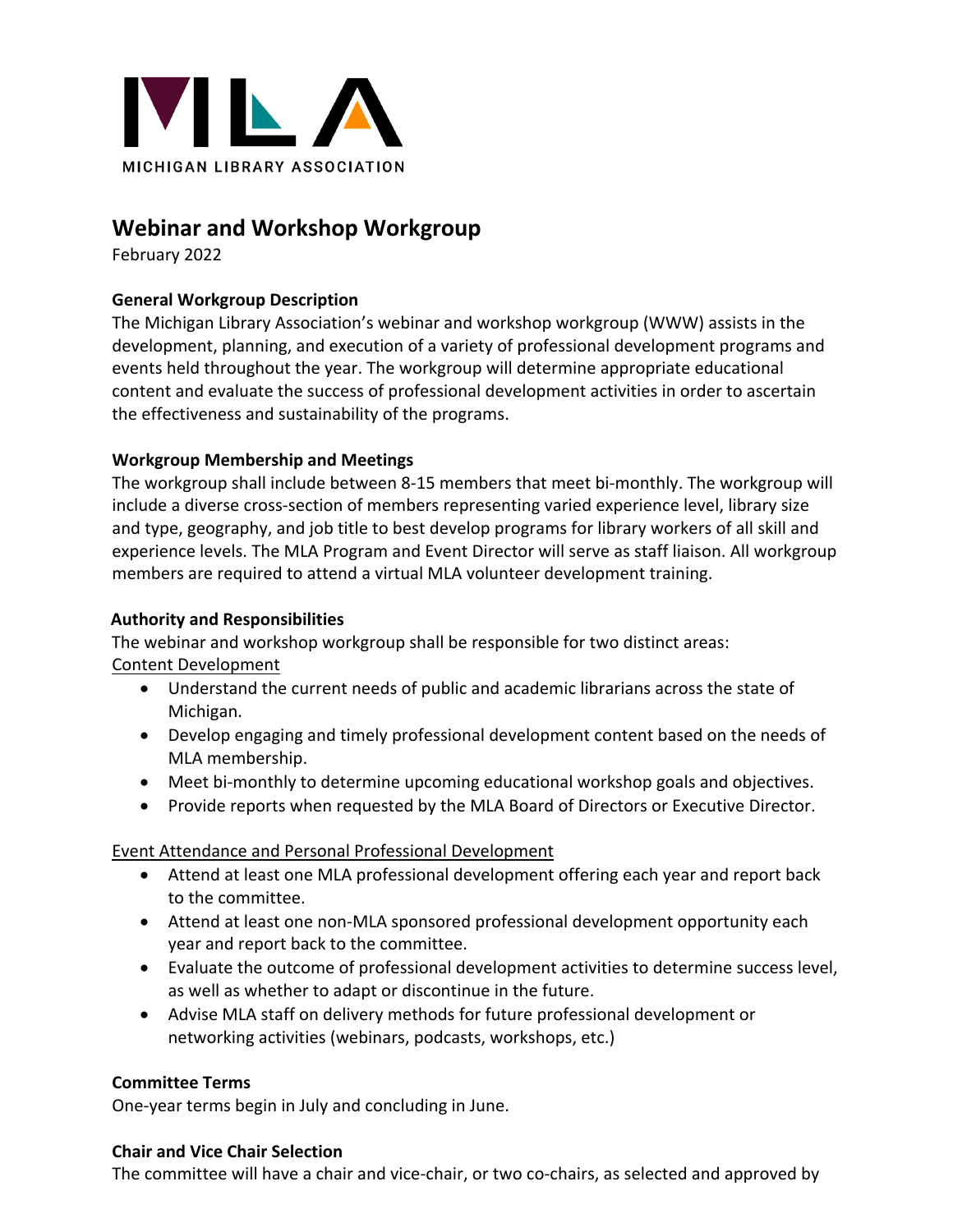MICHIGAN LIBRARY ASSOCIATION

# Webinar and Workshop Workgroup

February 2022

**General Workgroup Description**

The Michigan Library Association's webinar and workshop workgroup (WWW) assists in the development, planning, and execution of a variety of professional development programs and events held throughout the year. The workgroup will determine appropriate educational content and evaluate the success of professional development activities in order to ascertain the effectiveness and sustainability of the programs.

**Workgroup Membership and Meetings**

The workgroup shall include between 8-15 members that meet bi-monthly. The workgroup will include a diverse cross-section of members representing varied experience level, library size and type, geography, and job title to best develop programs for library workers of all skill and experience levels. The MLA Program and Event Director will serve as staff liaison. All workgroup members are required to attend a virtual MLA volunteer development training.

**Authority and Responsibilities**

The webinar and workshop workgroup shall be responsible for two distinct areas:

<u>Content Development</u>

- Understand the current needs of public and academic librarians across the state of Michigan.
- Develop engaging and timely professional development content based on the needs of MLA membership.
- Meet bi-monthly to determine upcoming educational workshop goals and objectives.
- Provide reports when requested by the MLA Board of Directors or Executive Director.

<u>Event Attendance and Personal Professional Development</u>

- Attend at least one MLA professional development offering each year and report back to the committee.
- Attend at least one non-MLA sponsored professional development opportunity each year and report back to the committee.
- Evaluate the outcome of professional development activities to determine success level, as well as whether to adapt or discontinue in the future.
- Advise MLA staff on delivery methods for future professional development or networking activities (webinars, podcasts, workshops, etc.)

**Committee Terms**

One-year terms begin in July and concluding in June.

**Chair and Vice Chair Selection**

The committee will have a chair and vice-chair, or two co-chairs, as selected and approved by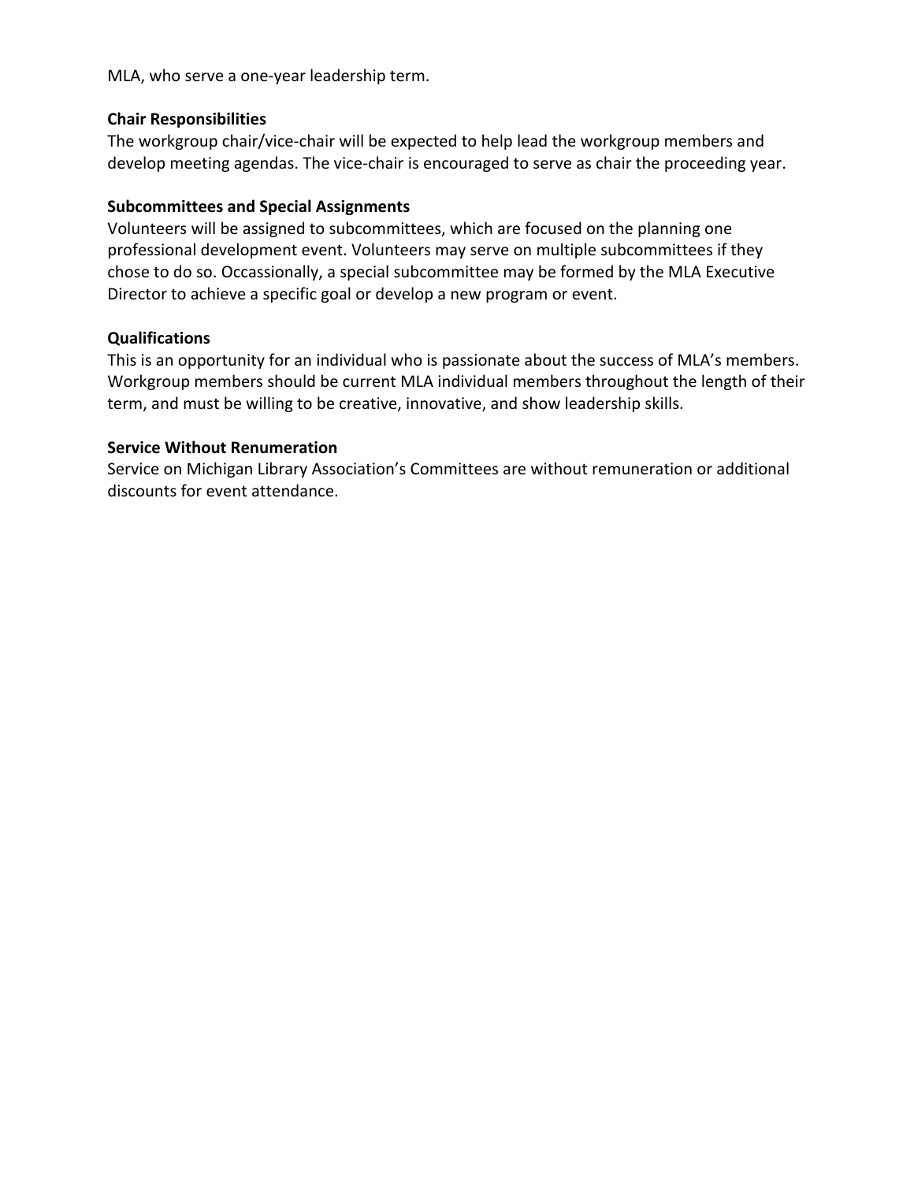MLA, who serve a one-year leadership term.

**Chair Responsibilities**

The workgroup chair/vice-chair will be expected to help lead the workgroup members and develop meeting agendas. The vice-chair is encouraged to serve as chair the proceeding year.

**Subcommittees and Special Assignments**

Volunteers will be assigned to subcommittees, which are focused on the planning one professional development event. Volunteers may serve on multiple subcommittees if they chose to do so. Occassionally, a special subcommittee may be formed by the MLA Executive Director to achieve a specific goal or develop a new program or event.

**Qualifications**

This is an opportunity for an individual who is passionate about the success of MLA's members. Workgroup members should be current MLA individual members throughout the length of their term, and must be willing to be creative, innovative, and show leadership skills.

**Service Without Renumeration**

Service on Michigan Library Association's Committees are without remuneration or additional discounts for event attendance.